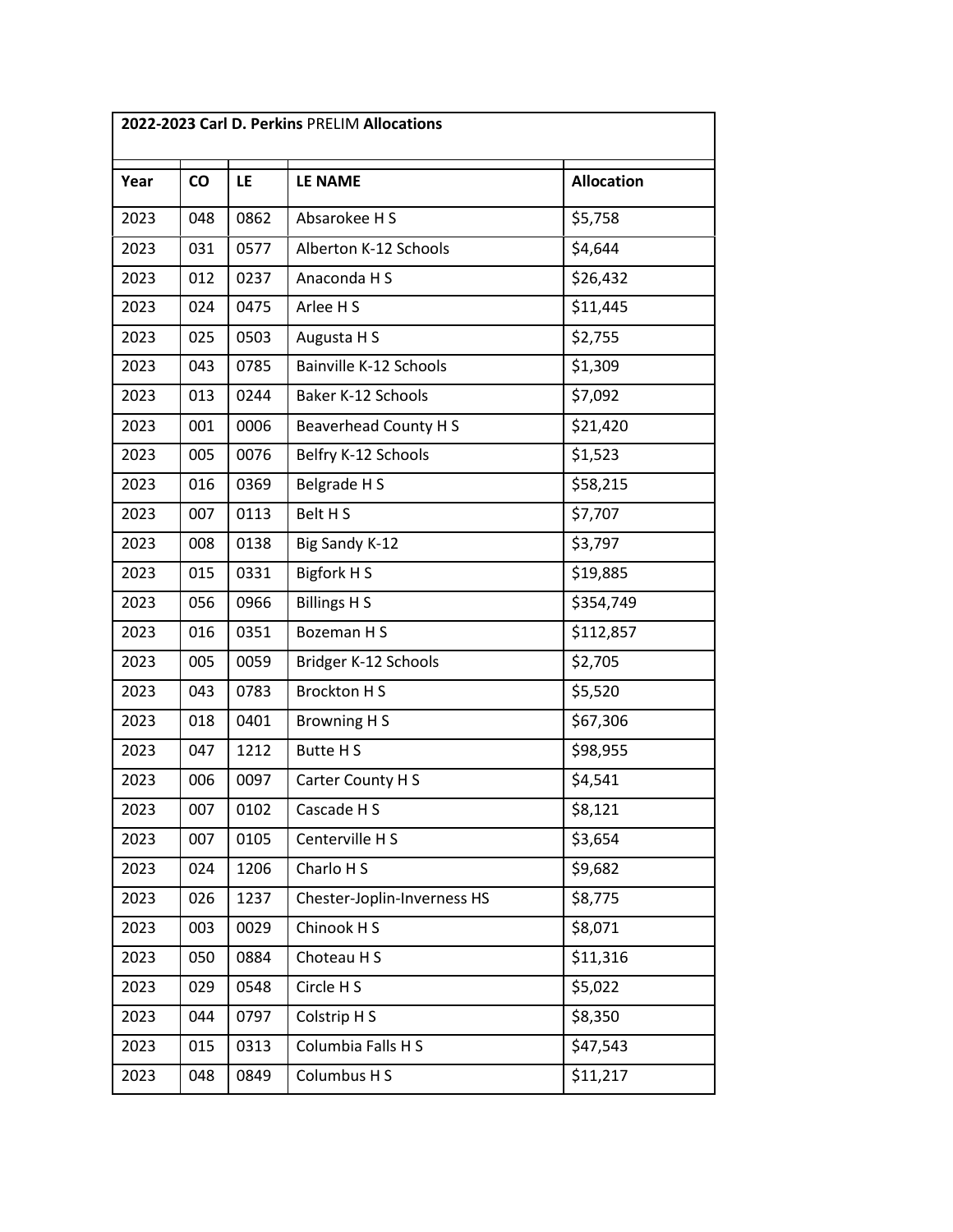**2022-2023 Carl D. Perkins** PRELIM **Allocations**

| Year | CO | LE | LE NAME | Allocation |
|---|---|---|---|---|
| 2023 | 048 | 0862 | Absarokee H S | $5,758 |
| 2023 | 031 | 0577 | Alberton K-12 Schools | $4,644 |
| 2023 | 012 | 0237 | Anaconda H S | $26,432 |
| 2023 | 024 | 0475 | Arlee H S | $11,445 |
| 2023 | 025 | 0503 | Augusta H S | $2,755 |
| 2023 | 043 | 0785 | Bainville K-12 Schools | $1,309 |
| 2023 | 013 | 0244 | Baker K-12 Schools | $7,092 |
| 2023 | 001 | 0006 | Beaverhead County H S | $21,420 |
| 2023 | 005 | 0076 | Belfry K-12 Schools | $1,523 |
| 2023 | 016 | 0369 | Belgrade H S | $58,215 |
| 2023 | 007 | 0113 | Belt H S | $7,707 |
| 2023 | 008 | 0138 | Big Sandy K-12 | $3,797 |
| 2023 | 015 | 0331 | Bigfork H S | $19,885 |
| 2023 | 056 | 0966 | Billings H S | $354,749 |
| 2023 | 016 | 0351 | Bozeman H S | $112,857 |
| 2023 | 005 | 0059 | Bridger K-12 Schools | $2,705 |
| 2023 | 043 | 0783 | Brockton H S | $5,520 |
| 2023 | 018 | 0401 | Browning H S | $67,306 |
| 2023 | 047 | 1212 | Butte H S | $98,955 |
| 2023 | 006 | 0097 | Carter County H S | $4,541 |
| 2023 | 007 | 0102 | Cascade H S | $8,121 |
| 2023 | 007 | 0105 | Centerville H S | $3,654 |
| 2023 | 024 | 1206 | Charlo H S | $9,682 |
| 2023 | 026 | 1237 | Chester-Joplin-Inverness HS | $8,775 |
| 2023 | 003 | 0029 | Chinook H S | $8,071 |
| 2023 | 050 | 0884 | Choteau H S | $11,316 |
| 2023 | 029 | 0548 | Circle H S | $5,022 |
| 2023 | 044 | 0797 | Colstrip H S | $8,350 |
| 2023 | 015 | 0313 | Columbia Falls H S | $47,543 |
| 2023 | 048 | 0849 | Columbus H S | $11,217 |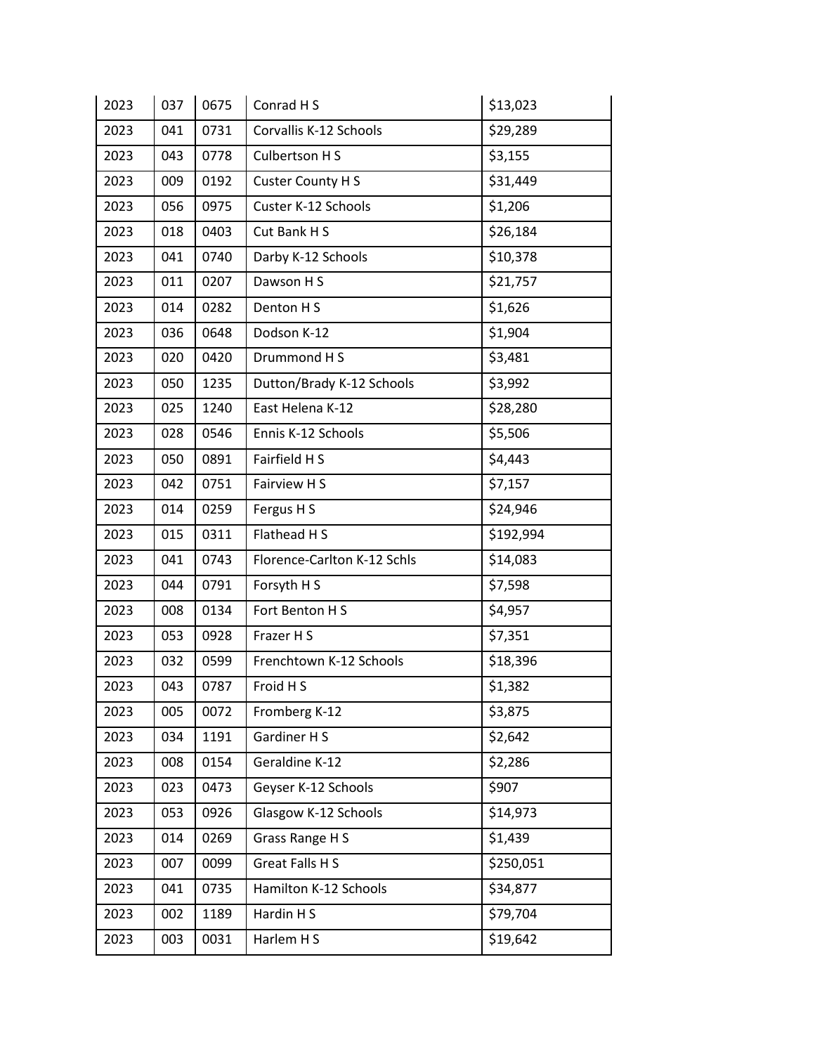| | | | | |
|---|---|---|---|---|
| 2023 | 037 | 0675 | Conrad H S | $13,023 |
| 2023 | 041 | 0731 | Corvallis K-12 Schools | $29,289 |
| 2023 | 043 | 0778 | Culbertson H S | $3,155 |
| 2023 | 009 | 0192 | Custer County H S | $31,449 |
| 2023 | 056 | 0975 | Custer K-12 Schools | $1,206 |
| 2023 | 018 | 0403 | Cut Bank H S | $26,184 |
| 2023 | 041 | 0740 | Darby K-12 Schools | $10,378 |
| 2023 | 011 | 0207 | Dawson H S | $21,757 |
| 2023 | 014 | 0282 | Denton H S | $1,626 |
| 2023 | 036 | 0648 | Dodson K-12 | $1,904 |
| 2023 | 020 | 0420 | Drummond H S | $3,481 |
| 2023 | 050 | 1235 | Dutton/Brady K-12 Schools | $3,992 |
| 2023 | 025 | 1240 | East Helena K-12 | $28,280 |
| 2023 | 028 | 0546 | Ennis K-12 Schools | $5,506 |
| 2023 | 050 | 0891 | Fairfield H S | $4,443 |
| 2023 | 042 | 0751 | Fairview H S | $7,157 |
| 2023 | 014 | 0259 | Fergus H S | $24,946 |
| 2023 | 015 | 0311 | Flathead H S | $192,994 |
| 2023 | 041 | 0743 | Florence-Carlton K-12 Schls | $14,083 |
| 2023 | 044 | 0791 | Forsyth H S | $7,598 |
| 2023 | 008 | 0134 | Fort Benton H S | $4,957 |
| 2023 | 053 | 0928 | Frazer H S | $7,351 |
| 2023 | 032 | 0599 | Frenchtown K-12 Schools | $18,396 |
| 2023 | 043 | 0787 | Froid H S | $1,382 |
| 2023 | 005 | 0072 | Fromberg K-12 | $3,875 |
| 2023 | 034 | 1191 | Gardiner H S | $2,642 |
| 2023 | 008 | 0154 | Geraldine K-12 | $2,286 |
| 2023 | 023 | 0473 | Geyser K-12 Schools | $907 |
| 2023 | 053 | 0926 | Glasgow K-12 Schools | $14,973 |
| 2023 | 014 | 0269 | Grass Range H S | $1,439 |
| 2023 | 007 | 0099 | Great Falls H S | $250,051 |
| 2023 | 041 | 0735 | Hamilton K-12 Schools | $34,877 |
| 2023 | 002 | 1189 | Hardin H S | $79,704 |
| 2023 | 003 | 0031 | Harlem H S | $19,642 |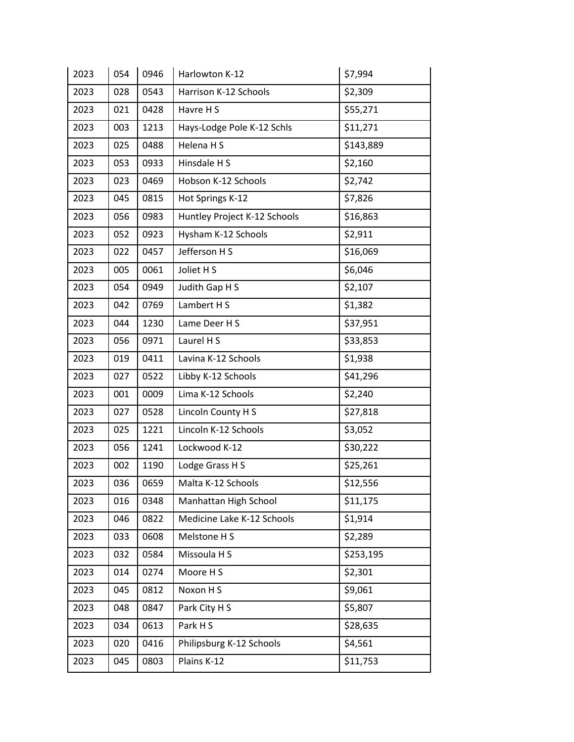| | | | | |
|---|---|---|---|---|
| 2023 | 054 | 0946 | Harlowton K-12 | $7,994 |
| 2023 | 028 | 0543 | Harrison K-12 Schools | $2,309 |
| 2023 | 021 | 0428 | Havre H S | $55,271 |
| 2023 | 003 | 1213 | Hays-Lodge Pole K-12 Schls | $11,271 |
| 2023 | 025 | 0488 | Helena H S | $143,889 |
| 2023 | 053 | 0933 | Hinsdale H S | $2,160 |
| 2023 | 023 | 0469 | Hobson K-12 Schools | $2,742 |
| 2023 | 045 | 0815 | Hot Springs K-12 | $7,826 |
| 2023 | 056 | 0983 | Huntley Project K-12 Schools | $16,863 |
| 2023 | 052 | 0923 | Hysham K-12 Schools | $2,911 |
| 2023 | 022 | 0457 | Jefferson H S | $16,069 |
| 2023 | 005 | 0061 | Joliet H S | $6,046 |
| 2023 | 054 | 0949 | Judith Gap H S | $2,107 |
| 2023 | 042 | 0769 | Lambert H S | $1,382 |
| 2023 | 044 | 1230 | Lame Deer H S | $37,951 |
| 2023 | 056 | 0971 | Laurel H S | $33,853 |
| 2023 | 019 | 0411 | Lavina K-12 Schools | $1,938 |
| 2023 | 027 | 0522 | Libby K-12 Schools | $41,296 |
| 2023 | 001 | 0009 | Lima K-12 Schools | $2,240 |
| 2023 | 027 | 0528 | Lincoln County H S | $27,818 |
| 2023 | 025 | 1221 | Lincoln K-12 Schools | $3,052 |
| 2023 | 056 | 1241 | Lockwood K-12 | $30,222 |
| 2023 | 002 | 1190 | Lodge Grass H S | $25,261 |
| 2023 | 036 | 0659 | Malta K-12 Schools | $12,556 |
| 2023 | 016 | 0348 | Manhattan High School | $11,175 |
| 2023 | 046 | 0822 | Medicine Lake K-12 Schools | $1,914 |
| 2023 | 033 | 0608 | Melstone H S | $2,289 |
| 2023 | 032 | 0584 | Missoula H S | $253,195 |
| 2023 | 014 | 0274 | Moore H S | $2,301 |
| 2023 | 045 | 0812 | Noxon H S | $9,061 |
| 2023 | 048 | 0847 | Park City H S | $5,807 |
| 2023 | 034 | 0613 | Park H S | $28,635 |
| 2023 | 020 | 0416 | Philipsburg K-12 Schools | $4,561 |
| 2023 | 045 | 0803 | Plains K-12 | $11,753 |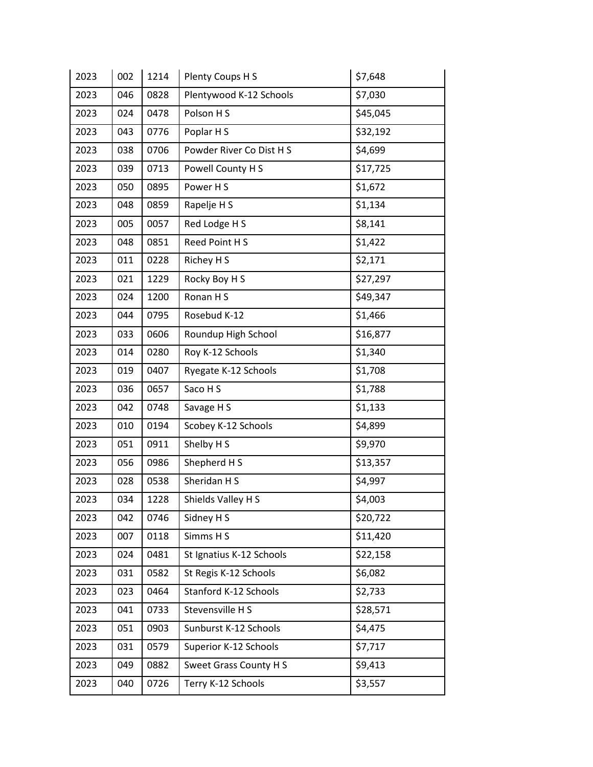| | | | | |
|---|---|---|---|---|
| 2023 | 002 | 1214 | Plenty Coups H S | $7,648 |
| 2023 | 046 | 0828 | Plentywood K-12 Schools | $7,030 |
| 2023 | 024 | 0478 | Polson H S | $45,045 |
| 2023 | 043 | 0776 | Poplar H S | $32,192 |
| 2023 | 038 | 0706 | Powder River Co Dist H S | $4,699 |
| 2023 | 039 | 0713 | Powell County H S | $17,725 |
| 2023 | 050 | 0895 | Power H S | $1,672 |
| 2023 | 048 | 0859 | Rapelje H S | $1,134 |
| 2023 | 005 | 0057 | Red Lodge H S | $8,141 |
| 2023 | 048 | 0851 | Reed Point H S | $1,422 |
| 2023 | 011 | 0228 | Richey H S | $2,171 |
| 2023 | 021 | 1229 | Rocky Boy H S | $27,297 |
| 2023 | 024 | 1200 | Ronan H S | $49,347 |
| 2023 | 044 | 0795 | Rosebud K-12 | $1,466 |
| 2023 | 033 | 0606 | Roundup High School | $16,877 |
| 2023 | 014 | 0280 | Roy K-12 Schools | $1,340 |
| 2023 | 019 | 0407 | Ryegate K-12 Schools | $1,708 |
| 2023 | 036 | 0657 | Saco H S | $1,788 |
| 2023 | 042 | 0748 | Savage H S | $1,133 |
| 2023 | 010 | 0194 | Scobey K-12 Schools | $4,899 |
| 2023 | 051 | 0911 | Shelby H S | $9,970 |
| 2023 | 056 | 0986 | Shepherd H S | $13,357 |
| 2023 | 028 | 0538 | Sheridan H S | $4,997 |
| 2023 | 034 | 1228 | Shields Valley H S | $4,003 |
| 2023 | 042 | 0746 | Sidney H S | $20,722 |
| 2023 | 007 | 0118 | Simms H S | $11,420 |
| 2023 | 024 | 0481 | St Ignatius K-12 Schools | $22,158 |
| 2023 | 031 | 0582 | St Regis K-12 Schools | $6,082 |
| 2023 | 023 | 0464 | Stanford K-12 Schools | $2,733 |
| 2023 | 041 | 0733 | Stevensville H S | $28,571 |
| 2023 | 051 | 0903 | Sunburst K-12 Schools | $4,475 |
| 2023 | 031 | 0579 | Superior K-12 Schools | $7,717 |
| 2023 | 049 | 0882 | Sweet Grass County H S | $9,413 |
| 2023 | 040 | 0726 | Terry K-12 Schools | $3,557 |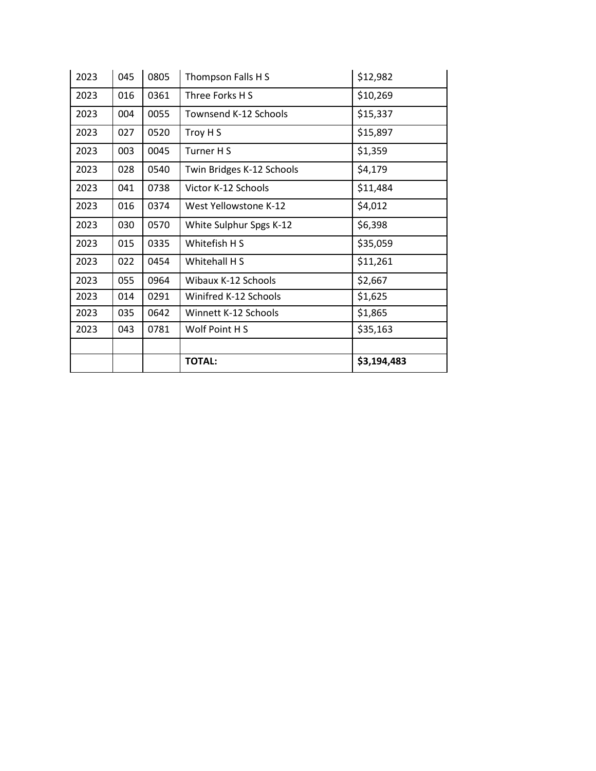| | | | | |
|---|---|---|---|---|
| 2023 | 045 | 0805 | Thompson Falls H S | $12,982 |
| 2023 | 016 | 0361 | Three Forks H S | $10,269 |
| 2023 | 004 | 0055 | Townsend K-12 Schools | $15,337 |
| 2023 | 027 | 0520 | Troy H S | $15,897 |
| 2023 | 003 | 0045 | Turner H S | $1,359 |
| 2023 | 028 | 0540 | Twin Bridges K-12 Schools | $4,179 |
| 2023 | 041 | 0738 | Victor K-12 Schools | $11,484 |
| 2023 | 016 | 0374 | West Yellowstone K-12 | $4,012 |
| 2023 | 030 | 0570 | White Sulphur Spgs K-12 | $6,398 |
| 2023 | 015 | 0335 | Whitefish H S | $35,059 |
| 2023 | 022 | 0454 | Whitehall H S | $11,261 |
| 2023 | 055 | 0964 | Wibaux K-12 Schools | $2,667 |
| 2023 | 014 | 0291 | Winifred K-12 Schools | $1,625 |
| 2023 | 035 | 0642 | Winnett K-12 Schools | $1,865 |
| 2023 | 043 | 0781 | Wolf Point H S | $35,163 |
| | | | | |
| | | | **TOTAL:** | **$3,194,483** |